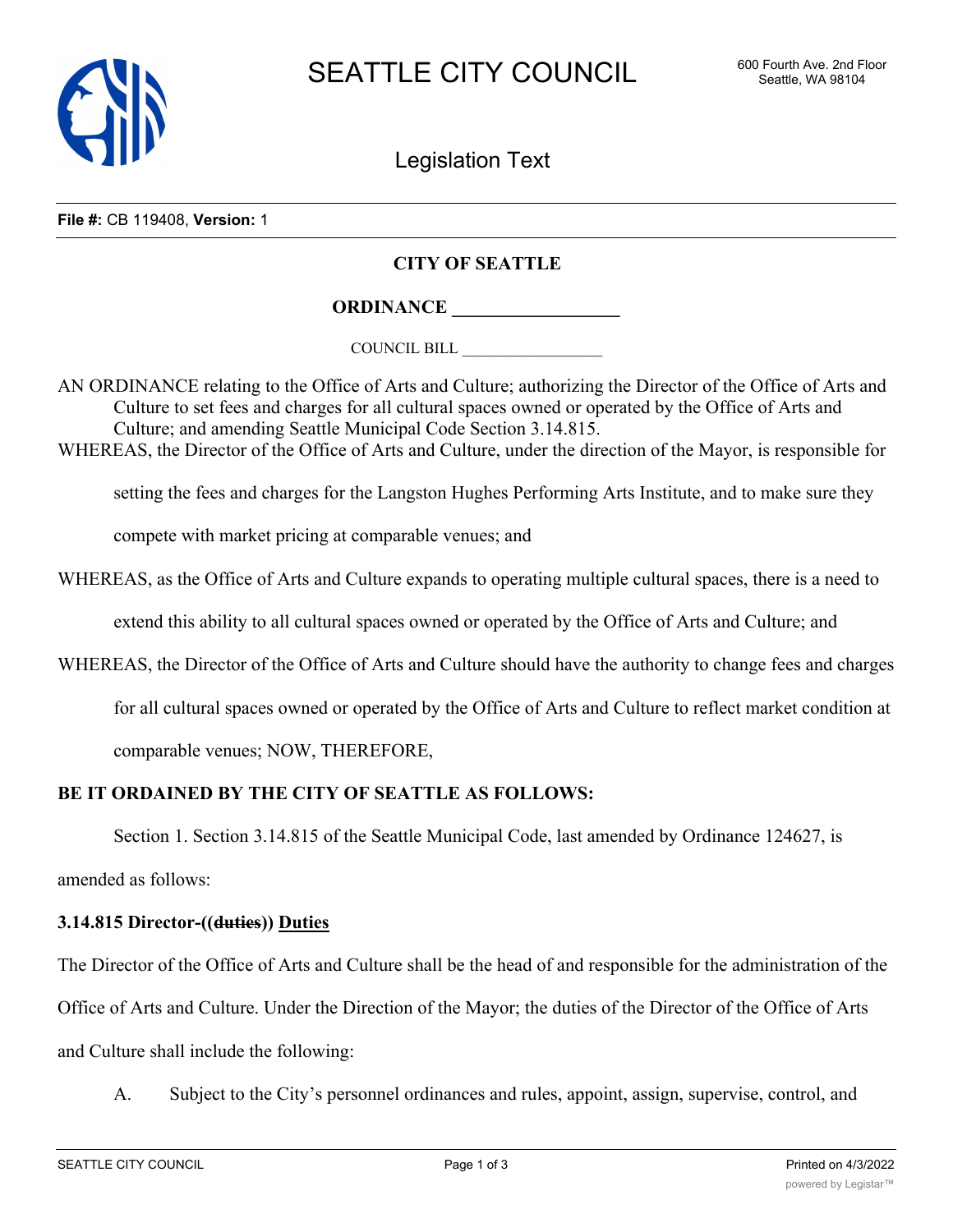SEATTLE CITY COUNCIL

600 Fourth Ave. 2nd Floor
Seattle, WA 98104

Legislation Text

**File #:** CB 119408, **Version:** 1

## CITY OF SEATTLE

### ORDINANCE \_\_\_\_\_\_\_\_\_\_\_\_\_\_\_\_\_\_

COUNCIL BILL \_\_\_\_\_\_\_\_\_\_\_\_\_\_\_\_\_\_

AN ORDINANCE relating to the Office of Arts and Culture; authorizing the Director of the Office of Arts and Culture to set fees and charges for all cultural spaces owned or operated by the Office of Arts and Culture; and amending Seattle Municipal Code Section 3.14.815.

WHEREAS, the Director of the Office of Arts and Culture, under the direction of the Mayor, is responsible for setting the fees and charges for the Langston Hughes Performing Arts Institute, and to make sure they compete with market pricing at comparable venues; and

WHEREAS, as the Office of Arts and Culture expands to operating multiple cultural spaces, there is a need to extend this ability to all cultural spaces owned or operated by the Office of Arts and Culture; and

WHEREAS, the Director of the Office of Arts and Culture should have the authority to change fees and charges for all cultural spaces owned or operated by the Office of Arts and Culture to reflect market condition at comparable venues; NOW, THEREFORE,

**BE IT ORDAINED BY THE CITY OF SEATTLE AS FOLLOWS:**

Section 1. Section 3.14.815 of the Seattle Municipal Code, last amended by Ordinance 124627, is amended as follows:

**3.14.815 Director-((~~duties~~)) <u>Duties</u>**

The Director of the Office of Arts and Culture shall be the head of and responsible for the administration of the Office of Arts and Culture. Under the Direction of the Mayor; the duties of the Director of the Office of Arts and Culture shall include the following:

A. Subject to the City's personnel ordinances and rules, appoint, assign, supervise, control, and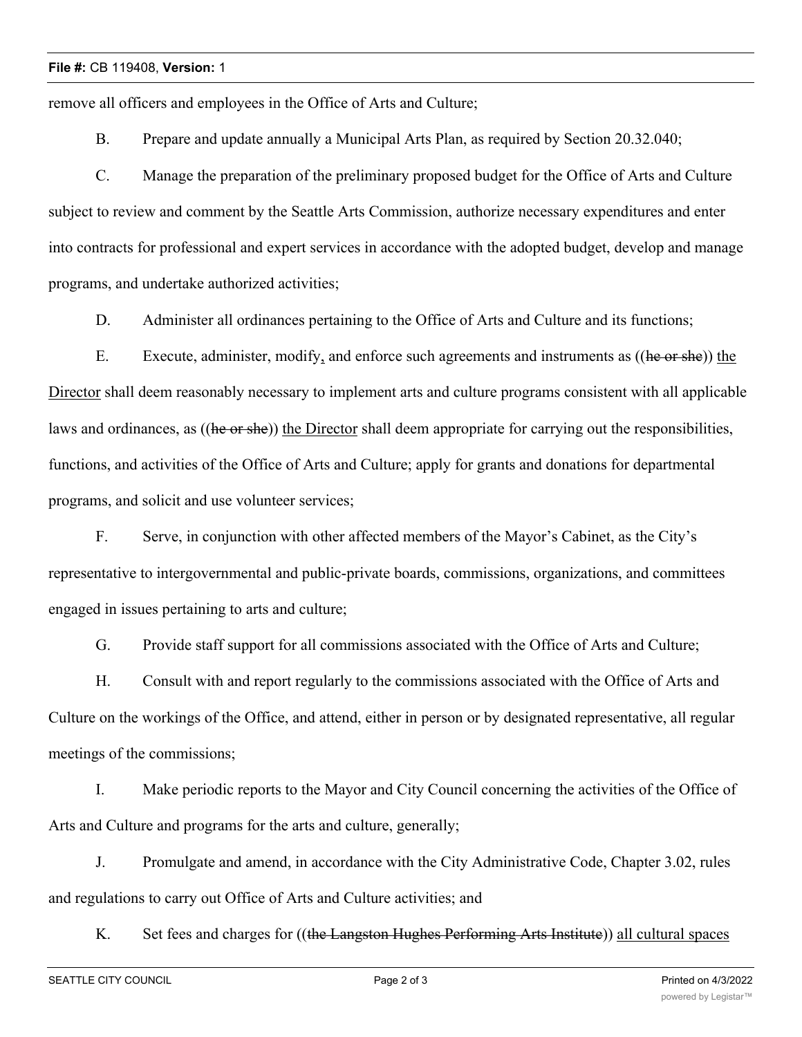remove all officers and employees in the Office of Arts and Culture;

B. Prepare and update annually a Municipal Arts Plan, as required by Section 20.32.040;

C. Manage the preparation of the preliminary proposed budget for the Office of Arts and Culture subject to review and comment by the Seattle Arts Commission, authorize necessary expenditures and enter into contracts for professional and expert services in accordance with the adopted budget, develop and manage programs, and undertake authorized activities;

D. Administer all ordinances pertaining to the Office of Arts and Culture and its functions;

E. Execute, administer, modify, and enforce such agreements and instruments as ((~~he or she~~)) <u>the Director</u> shall deem reasonably necessary to implement arts and culture programs consistent with all applicable laws and ordinances, as ((~~he or she~~)) <u>the Director</u> shall deem appropriate for carrying out the responsibilities, functions, and activities of the Office of Arts and Culture; apply for grants and donations for departmental programs, and solicit and use volunteer services;

F. Serve, in conjunction with other affected members of the Mayor's Cabinet, as the City's representative to intergovernmental and public-private boards, commissions, organizations, and committees engaged in issues pertaining to arts and culture;

G. Provide staff support for all commissions associated with the Office of Arts and Culture;

H. Consult with and report regularly to the commissions associated with the Office of Arts and Culture on the workings of the Office, and attend, either in person or by designated representative, all regular meetings of the commissions;

I. Make periodic reports to the Mayor and City Council concerning the activities of the Office of Arts and Culture and programs for the arts and culture, generally;

J. Promulgate and amend, in accordance with the City Administrative Code, Chapter 3.02, rules and regulations to carry out Office of Arts and Culture activities; and

K. Set fees and charges for ((~~the Langston Hughes Performing Arts Institute~~)) <u>all cultural spaces</u>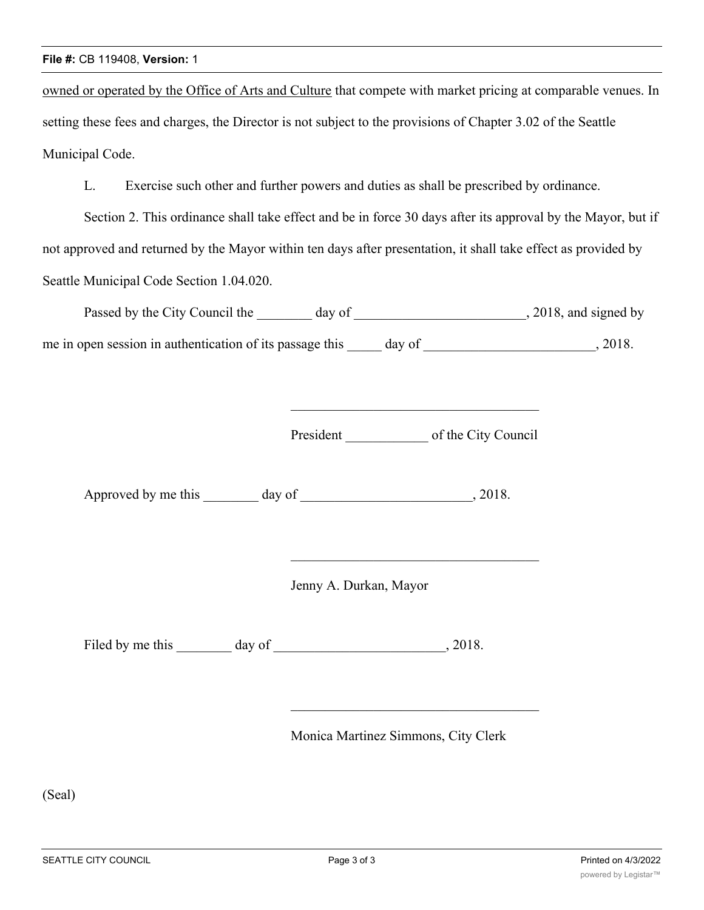owned or operated by the Office of Arts and Culture that compete with market pricing at comparable venues. In setting these fees and charges, the Director is not subject to the provisions of Chapter 3.02 of the Seattle Municipal Code.

L. Exercise such other and further powers and duties as shall be prescribed by ordinance.

Section 2. This ordinance shall take effect and be in force 30 days after its approval by the Mayor, but if not approved and returned by the Mayor within ten days after presentation, it shall take effect as provided by Seattle Municipal Code Section 1.04.020.

Passed by the City Council the ________ day of _________________________, 2018, and signed by me in open session in authentication of its passage this _____ day of _________________________, 2018.

_____________________________________

President ____________ of the City Council

Approved by me this ________ day of _________________________, 2018.

_____________________________________

Jenny A. Durkan, Mayor

Filed by me this ________ day of _________________________, 2018.

_____________________________________

Monica Martinez Simmons, City Clerk

(Seal)